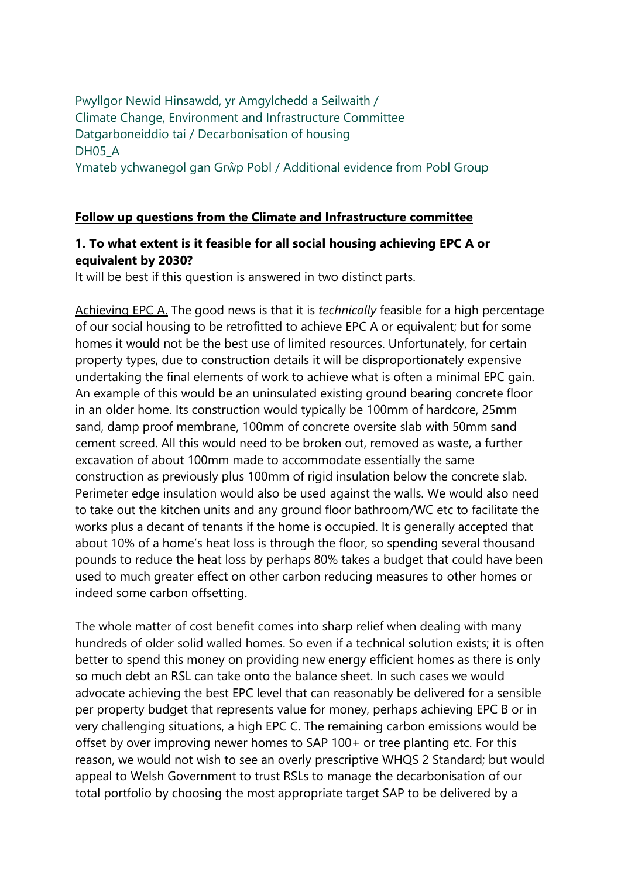Pwyllgor Newid Hinsawdd, yr Amgylchedd a Seilwaith /
Climate Change, Environment and Infrastructure Committee
Datgarboneiddio tai / Decarbonisation of housing
DH05_A
Ymateb ychwanegol gan Grŵp Pobl / Additional evidence from Pobl Group

**Follow up questions from the Climate and Infrastructure committee**

**1. To what extent is it feasible for all social housing achieving EPC A or equivalent by 2030?**

It will be best if this question is answered in two distinct parts.

Achieving EPC A. The good news is that it is *technically* feasible for a high percentage of our social housing to be retrofitted to achieve EPC A or equivalent; but for some homes it would not be the best use of limited resources. Unfortunately, for certain property types, due to construction details it will be disproportionately expensive undertaking the final elements of work to achieve what is often a minimal EPC gain. An example of this would be an uninsulated existing ground bearing concrete floor in an older home. Its construction would typically be 100mm of hardcore, 25mm sand, damp proof membrane, 100mm of concrete oversite slab with 50mm sand cement screed. All this would need to be broken out, removed as waste, a further excavation of about 100mm made to accommodate essentially the same construction as previously plus 100mm of rigid insulation below the concrete slab. Perimeter edge insulation would also be used against the walls. We would also need to take out the kitchen units and any ground floor bathroom/WC etc to facilitate the works plus a decant of tenants if the home is occupied. It is generally accepted that about 10% of a home's heat loss is through the floor, so spending several thousand pounds to reduce the heat loss by perhaps 80% takes a budget that could have been used to much greater effect on other carbon reducing measures to other homes or indeed some carbon offsetting.

The whole matter of cost benefit comes into sharp relief when dealing with many hundreds of older solid walled homes. So even if a technical solution exists; it is often better to spend this money on providing new energy efficient homes as there is only so much debt an RSL can take onto the balance sheet. In such cases we would advocate achieving the best EPC level that can reasonably be delivered for a sensible per property budget that represents value for money, perhaps achieving EPC B or in very challenging situations, a high EPC C. The remaining carbon emissions would be offset by over improving newer homes to SAP 100+ or tree planting etc. For this reason, we would not wish to see an overly prescriptive WHQS 2 Standard; but would appeal to Welsh Government to trust RSLs to manage the decarbonisation of our total portfolio by choosing the most appropriate target SAP to be delivered by a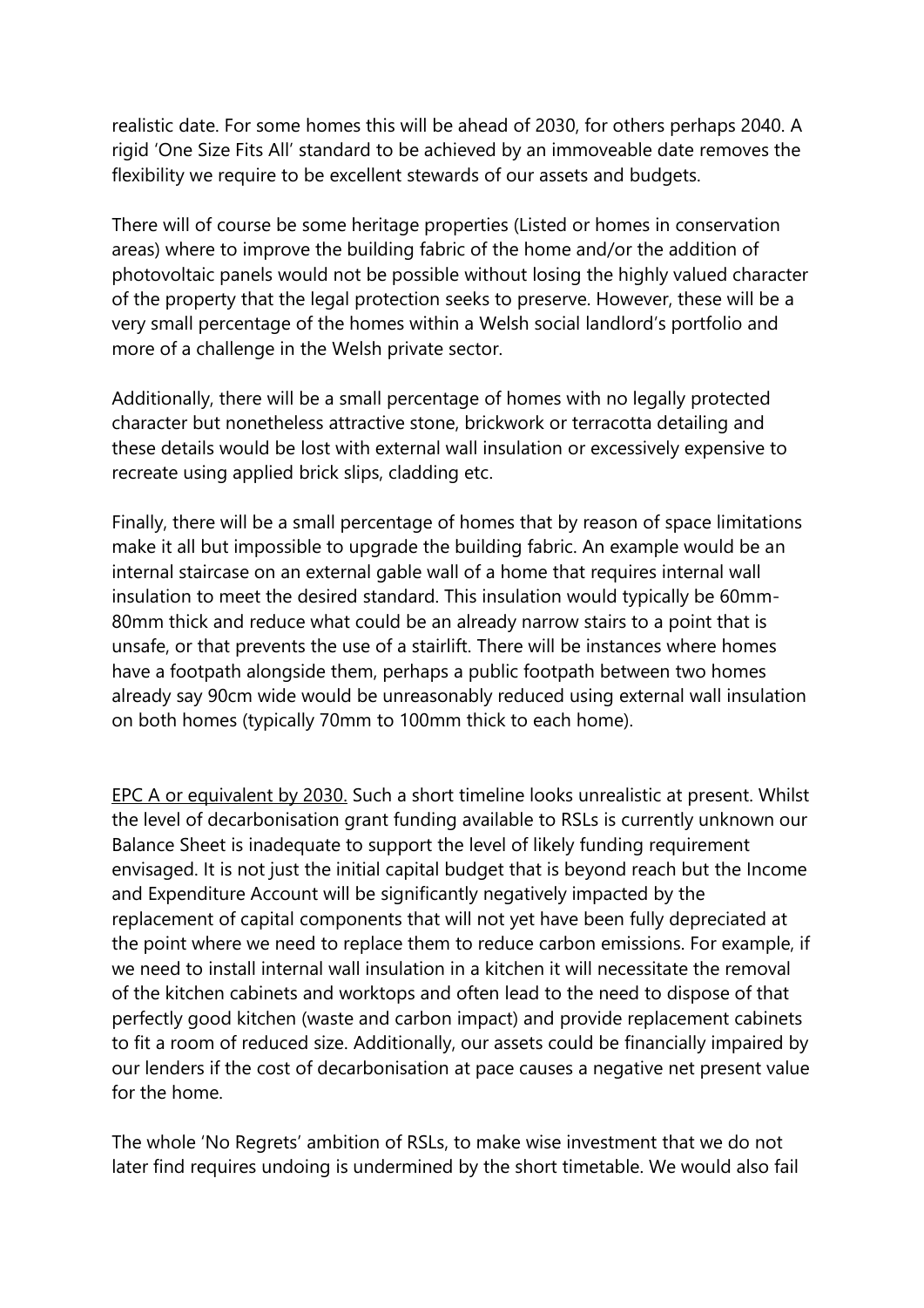realistic date. For some homes this will be ahead of 2030, for others perhaps 2040. A rigid 'One Size Fits All' standard to be achieved by an immoveable date removes the flexibility we require to be excellent stewards of our assets and budgets.

There will of course be some heritage properties (Listed or homes in conservation areas) where to improve the building fabric of the home and/or the addition of photovoltaic panels would not be possible without losing the highly valued character of the property that the legal protection seeks to preserve. However, these will be a very small percentage of the homes within a Welsh social landlord's portfolio and more of a challenge in the Welsh private sector.

Additionally, there will be a small percentage of homes with no legally protected character but nonetheless attractive stone, brickwork or terracotta detailing and these details would be lost with external wall insulation or excessively expensive to recreate using applied brick slips, cladding etc.

Finally, there will be a small percentage of homes that by reason of space limitations make it all but impossible to upgrade the building fabric. An example would be an internal staircase on an external gable wall of a home that requires internal wall insulation to meet the desired standard. This insulation would typically be 60mm-80mm thick and reduce what could be an already narrow stairs to a point that is unsafe, or that prevents the use of a stairlift. There will be instances where homes have a footpath alongside them, perhaps a public footpath between two homes already say 90cm wide would be unreasonably reduced using external wall insulation on both homes (typically 70mm to 100mm thick to each home).

<u>EPC A or equivalent by 2030.</u> Such a short timeline looks unrealistic at present. Whilst the level of decarbonisation grant funding available to RSLs is currently unknown our Balance Sheet is inadequate to support the level of likely funding requirement envisaged. It is not just the initial capital budget that is beyond reach but the Income and Expenditure Account will be significantly negatively impacted by the replacement of capital components that will not yet have been fully depreciated at the point where we need to replace them to reduce carbon emissions. For example, if we need to install internal wall insulation in a kitchen it will necessitate the removal of the kitchen cabinets and worktops and often lead to the need to dispose of that perfectly good kitchen (waste and carbon impact) and provide replacement cabinets to fit a room of reduced size. Additionally, our assets could be financially impaired by our lenders if the cost of decarbonisation at pace causes a negative net present value for the home.

The whole 'No Regrets' ambition of RSLs, to make wise investment that we do not later find requires undoing is undermined by the short timetable. We would also fail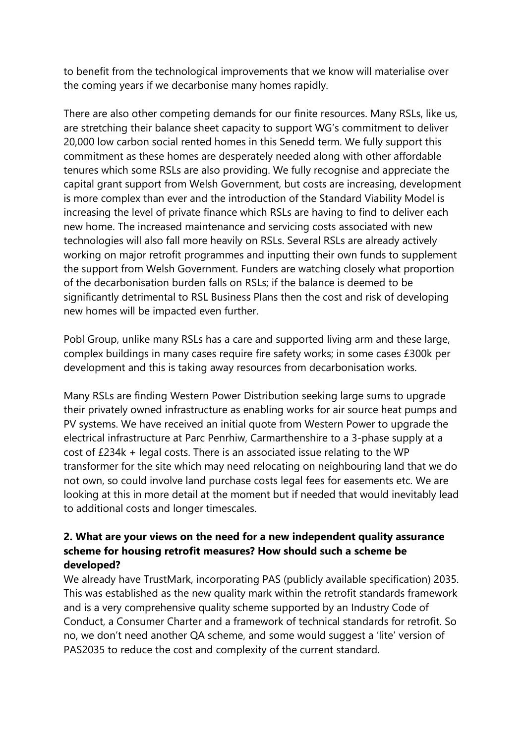to benefit from the technological improvements that we know will materialise over the coming years if we decarbonise many homes rapidly.

There are also other competing demands for our finite resources. Many RSLs, like us, are stretching their balance sheet capacity to support WG's commitment to deliver 20,000 low carbon social rented homes in this Senedd term. We fully support this commitment as these homes are desperately needed along with other affordable tenures which some RSLs are also providing. We fully recognise and appreciate the capital grant support from Welsh Government, but costs are increasing, development is more complex than ever and the introduction of the Standard Viability Model is increasing the level of private finance which RSLs are having to find to deliver each new home. The increased maintenance and servicing costs associated with new technologies will also fall more heavily on RSLs. Several RSLs are already actively working on major retrofit programmes and inputting their own funds to supplement the support from Welsh Government. Funders are watching closely what proportion of the decarbonisation burden falls on RSLs; if the balance is deemed to be significantly detrimental to RSL Business Plans then the cost and risk of developing new homes will be impacted even further.

Pobl Group, unlike many RSLs has a care and supported living arm and these large, complex buildings in many cases require fire safety works; in some cases £300k per development and this is taking away resources from decarbonisation works.

Many RSLs are finding Western Power Distribution seeking large sums to upgrade their privately owned infrastructure as enabling works for air source heat pumps and PV systems. We have received an initial quote from Western Power to upgrade the electrical infrastructure at Parc Penrhiw, Carmarthenshire to a 3-phase supply at a cost of £234k + legal costs. There is an associated issue relating to the WP transformer for the site which may need relocating on neighbouring land that we do not own, so could involve land purchase costs legal fees for easements etc. We are looking at this in more detail at the moment but if needed that would inevitably lead to additional costs and longer timescales.

**2. What are your views on the need for a new independent quality assurance scheme for housing retrofit measures? How should such a scheme be developed?**

We already have TrustMark, incorporating PAS (publicly available specification) 2035. This was established as the new quality mark within the retrofit standards framework and is a very comprehensive quality scheme supported by an Industry Code of Conduct, a Consumer Charter and a framework of technical standards for retrofit. So no, we don't need another QA scheme, and some would suggest a 'lite' version of PAS2035 to reduce the cost and complexity of the current standard.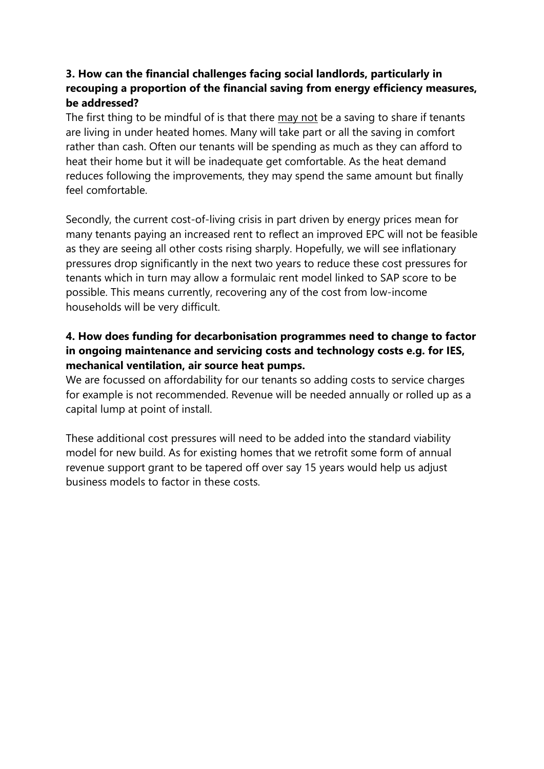**3. How can the financial challenges facing social landlords, particularly in recouping a proportion of the financial saving from energy efficiency measures, be addressed?**

The first thing to be mindful of is that there <u>may not</u> be a saving to share if tenants are living in under heated homes. Many will take part or all the saving in comfort rather than cash. Often our tenants will be spending as much as they can afford to heat their home but it will be inadequate get comfortable. As the heat demand reduces following the improvements, they may spend the same amount but finally feel comfortable.

Secondly, the current cost-of-living crisis in part driven by energy prices mean for many tenants paying an increased rent to reflect an improved EPC will not be feasible as they are seeing all other costs rising sharply. Hopefully, we will see inflationary pressures drop significantly in the next two years to reduce these cost pressures for tenants which in turn may allow a formulaic rent model linked to SAP score to be possible. This means currently, recovering any of the cost from low-income households will be very difficult.

**4. How does funding for decarbonisation programmes need to change to factor in ongoing maintenance and servicing costs and technology costs e.g. for IES, mechanical ventilation, air source heat pumps.**

We are focussed on affordability for our tenants so adding costs to service charges for example is not recommended. Revenue will be needed annually or rolled up as a capital lump at point of install.

These additional cost pressures will need to be added into the standard viability model for new build. As for existing homes that we retrofit some form of annual revenue support grant to be tapered off over say 15 years would help us adjust business models to factor in these costs.